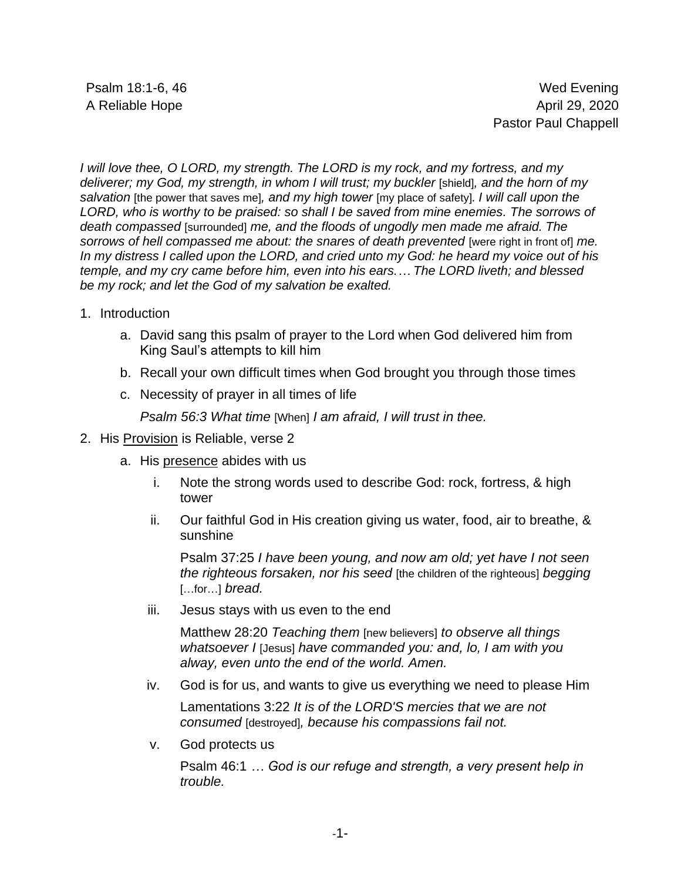Psalm 18:1-6, 46
A Reliable Hope

Wed Evening
April 29, 2020
Pastor Paul Chappell

*I will love thee, O LORD, my strength. The LORD is my rock, and my fortress, and my deliverer; my God, my strength, in whom I will trust; my buckler* [shield]*, and the horn of my salvation* [the power that saves me]*, and my high tower* [my place of safety]*. I will call upon the LORD, who is worthy to be praised: so shall I be saved from mine enemies. The sorrows of death compassed* [surrounded] *me, and the floods of ungodly men made me afraid. The sorrows of hell compassed me about: the snares of death prevented* [were right in front of] *me. In my distress I called upon the LORD, and cried unto my God: he heard my voice out of his temple, and my cry came before him, even into his ears.… The LORD liveth; and blessed be my rock; and let the God of my salvation be exalted.*

1. Introduction
   a. David sang this psalm of prayer to the Lord when God delivered him from King Saul's attempts to kill him
   b. Recall your own difficult times when God brought you through those times
   c. Necessity of prayer in all times of life

      *Psalm 56:3 What time* [When] *I am afraid, I will trust in thee.*

2. His <u>Provision</u> is Reliable, verse 2
   a. His <u>presence</u> abides with us
      i. Note the strong words used to describe God: rock, fortress, & high tower
      ii. Our faithful God in His creation giving us water, food, air to breathe, & sunshine

          Psalm 37:25 *I have been young, and now am old; yet have I not seen the righteous forsaken, nor his seed* [the children of the righteous] *begging* […for…] *bread.*

      iii. Jesus stays with us even to the end

          Matthew 28:20 *Teaching them* [new believers] *to observe all things whatsoever I* [Jesus] *have commanded you: and, lo, I am with you alway, even unto the end of the world. Amen.*

      iv. God is for us, and wants to give us everything we need to please Him

          Lamentations 3:22 *It is of the LORD'S mercies that we are not consumed* [destroyed]*, because his compassions fail not.*

      v. God protects us

          Psalm 46:1 *… God is our refuge and strength, a very present help in trouble.*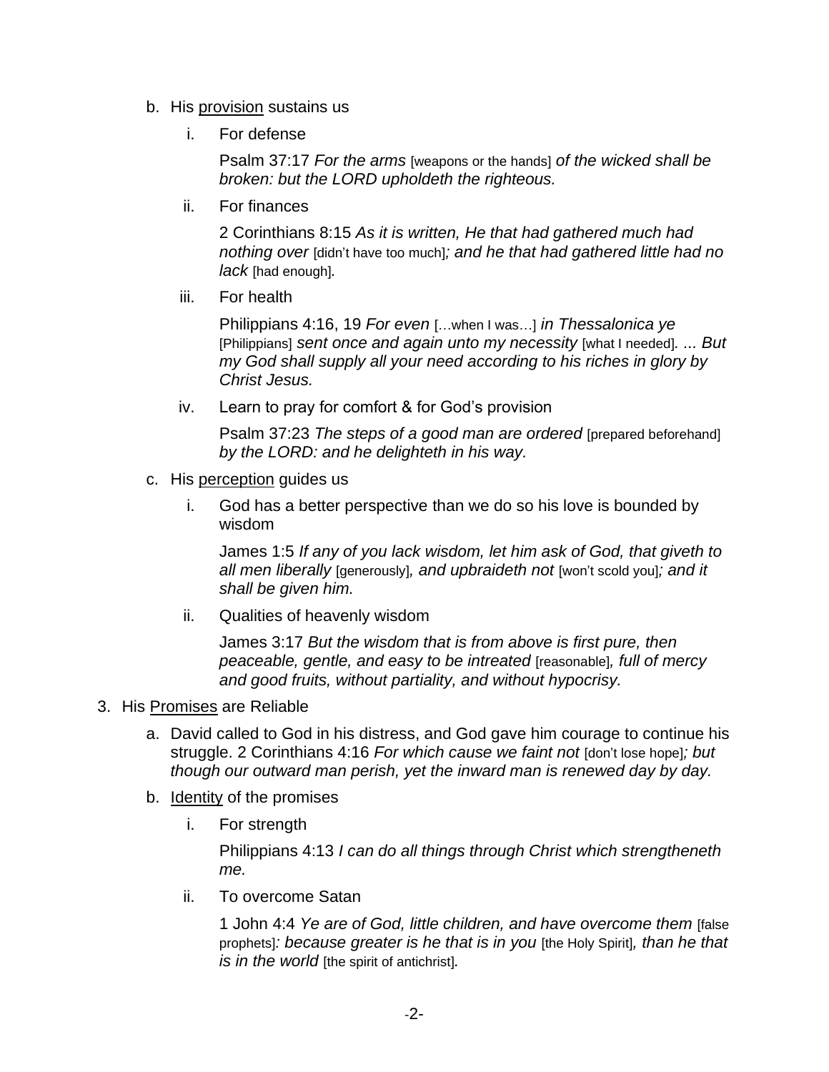b. His <u>provision</u> sustains us

   i. For defense

      Psalm 37:17 *For the arms* [weapons or the hands] *of the wicked shall be broken: but the LORD upholdeth the righteous.*

   ii. For finances

      2 Corinthians 8:15 *As it is written, He that had gathered much had nothing over* [didn't have too much]*; and he that had gathered little had no lack* [had enough]*.*

   iii. For health

      Philippians 4:16, 19 *For even* […when I was…] *in Thessalonica ye* [Philippians] *sent once and again unto my necessity* [what I needed]*. ... But my God shall supply all your need according to his riches in glory by Christ Jesus.*

   iv. Learn to pray for comfort & for God's provision

      Psalm 37:23 *The steps of a good man are ordered* [prepared beforehand] *by the LORD: and he delighteth in his way.*

c. His <u>perception</u> guides us

   i. God has a better perspective than we do so his love is bounded by wisdom

      James 1:5 *If any of you lack wisdom, let him ask of God, that giveth to all men liberally* [generously]*, and upbraideth not* [won't scold you]*; and it shall be given him.*

   ii. Qualities of heavenly wisdom

      James 3:17 *But the wisdom that is from above is first pure, then peaceable, gentle, and easy to be intreated* [reasonable]*, full of mercy and good fruits, without partiality, and without hypocrisy.*

3. His <u>Promises</u> are Reliable

   a. David called to God in his distress, and God gave him courage to continue his struggle. 2 Corinthians 4:16 *For which cause we faint not* [don't lose hope]*; but though our outward man perish, yet the inward man is renewed day by day.*

   b. <u>Identity</u> of the promises

      i. For strength

         Philippians 4:13 *I can do all things through Christ which strengtheneth me.*

      ii. To overcome Satan

         1 John 4:4 *Ye are of God, little children, and have overcome them* [false prophets]*: because greater is he that is in you* [the Holy Spirit]*, than he that is in the world* [the spirit of antichrist]*.*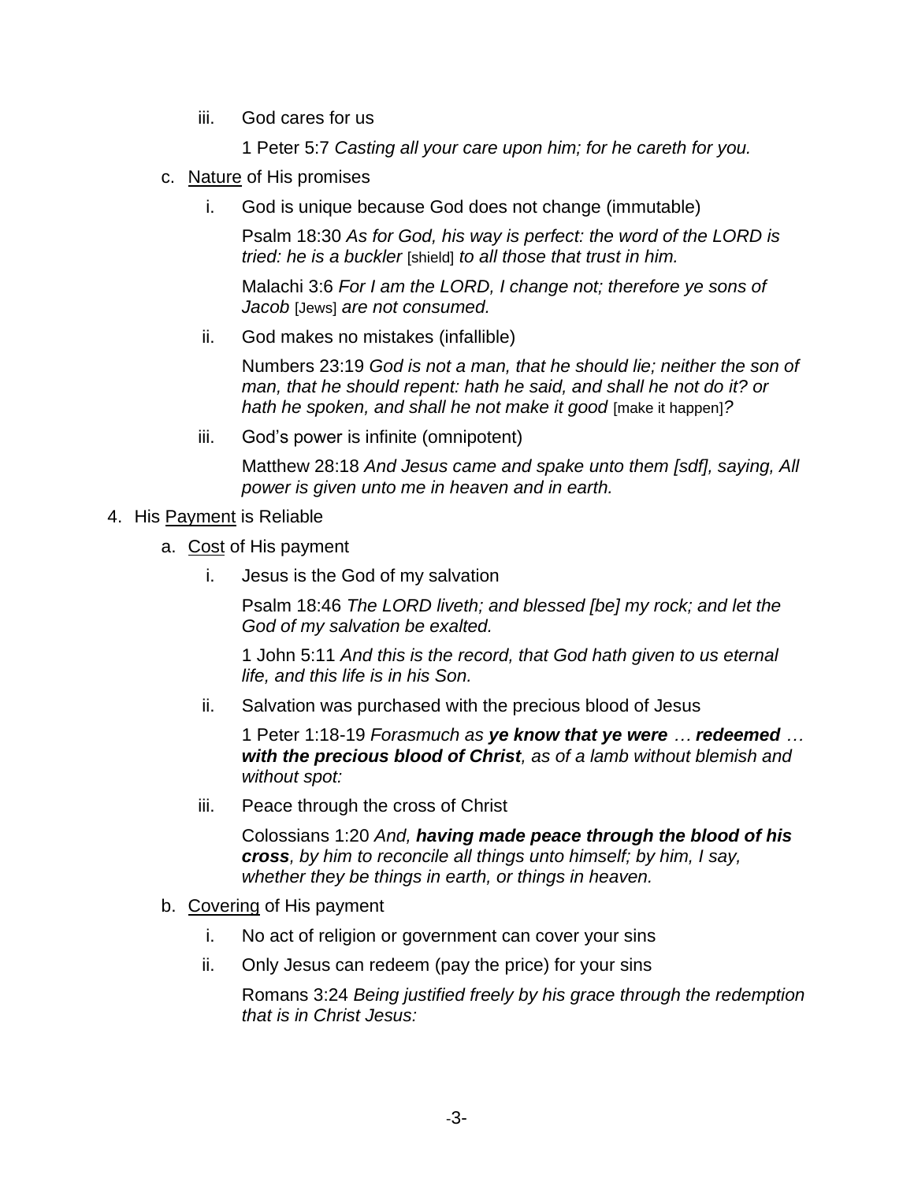iii. God cares for us

   1 Peter 5:7 *Casting all your care upon him; for he careth for you.*

c. Nature of His promises

   i. God is unique because God does not change (immutable)

      Psalm 18:30 *As for God, his way is perfect: the word of the LORD is tried: he is a buckler* [shield] *to all those that trust in him.*

      Malachi 3:6 *For I am the LORD, I change not; therefore ye sons of Jacob* [Jews] *are not consumed.*

   ii. God makes no mistakes (infallible)

      Numbers 23:19 *God is not a man, that he should lie; neither the son of man, that he should repent: hath he said, and shall he not do it? or hath he spoken, and shall he not make it good* [make it happen]*?*

   iii. God's power is infinite (omnipotent)

      Matthew 28:18 *And Jesus came and spake unto them [sdf], saying, All power is given unto me in heaven and in earth.*

4. His Payment is Reliable

   a. Cost of His payment

      i. Jesus is the God of my salvation

         Psalm 18:46 *The LORD liveth; and blessed [be] my rock; and let the God of my salvation be exalted.*

         1 John 5:11 *And this is the record, that God hath given to us eternal life, and this life is in his Son.*

      ii. Salvation was purchased with the precious blood of Jesus

         1 Peter 1:18-19 *Forasmuch as* ***ye know that ye were*** *…* ***redeemed*** *…* ***with the precious blood of Christ****, as of a lamb without blemish and without spot:*

      iii. Peace through the cross of Christ

         Colossians 1:20 *And,* ***having made peace through the blood of his cross****, by him to reconcile all things unto himself; by him, I say, whether they be things in earth, or things in heaven.*

   b. Covering of His payment

      i. No act of religion or government can cover your sins

      ii. Only Jesus can redeem (pay the price) for your sins

         Romans 3:24 *Being justified freely by his grace through the redemption that is in Christ Jesus:*